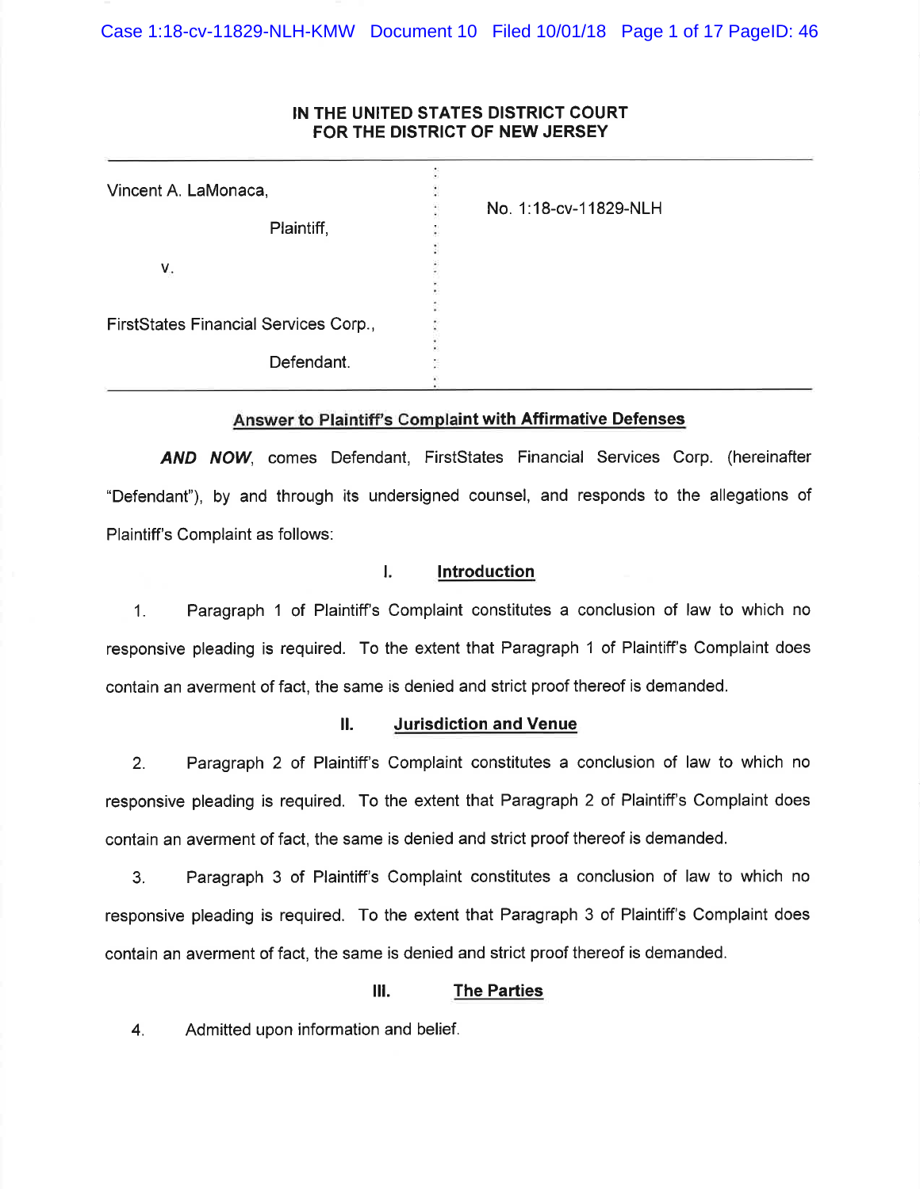**IN THE UNITED STATES DISTRICT COURT**
**FOR THE DISTRICT OF NEW JERSEY**

| | |
|---|---|
| Vincent A. LaMonaca, <br><br> Plaintiff, <br><br> v. <br><br> FirstStates Financial Services Corp., <br><br> Defendant. | No. 1:18-cv-11829-NLH |

**Answer to Plaintiff's Complaint with Affirmative Defenses**

***AND NOW***, comes Defendant, FirstStates Financial Services Corp. (hereinafter "Defendant"), by and through its undersigned counsel, and responds to the allegations of Plaintiff's Complaint as follows:

## I. Introduction

1. Paragraph 1 of Plaintiff's Complaint constitutes a conclusion of law to which no responsive pleading is required. To the extent that Paragraph 1 of Plaintiff's Complaint does contain an averment of fact, the same is denied and strict proof thereof is demanded.

## II. Jurisdiction and Venue

2. Paragraph 2 of Plaintiff's Complaint constitutes a conclusion of law to which no responsive pleading is required. To the extent that Paragraph 2 of Plaintiff's Complaint does contain an averment of fact, the same is denied and strict proof thereof is demanded.

3. Paragraph 3 of Plaintiff's Complaint constitutes a conclusion of law to which no responsive pleading is required. To the extent that Paragraph 3 of Plaintiff's Complaint does contain an averment of fact, the same is denied and strict proof thereof is demanded.

## III. The Parties

4. Admitted upon information and belief.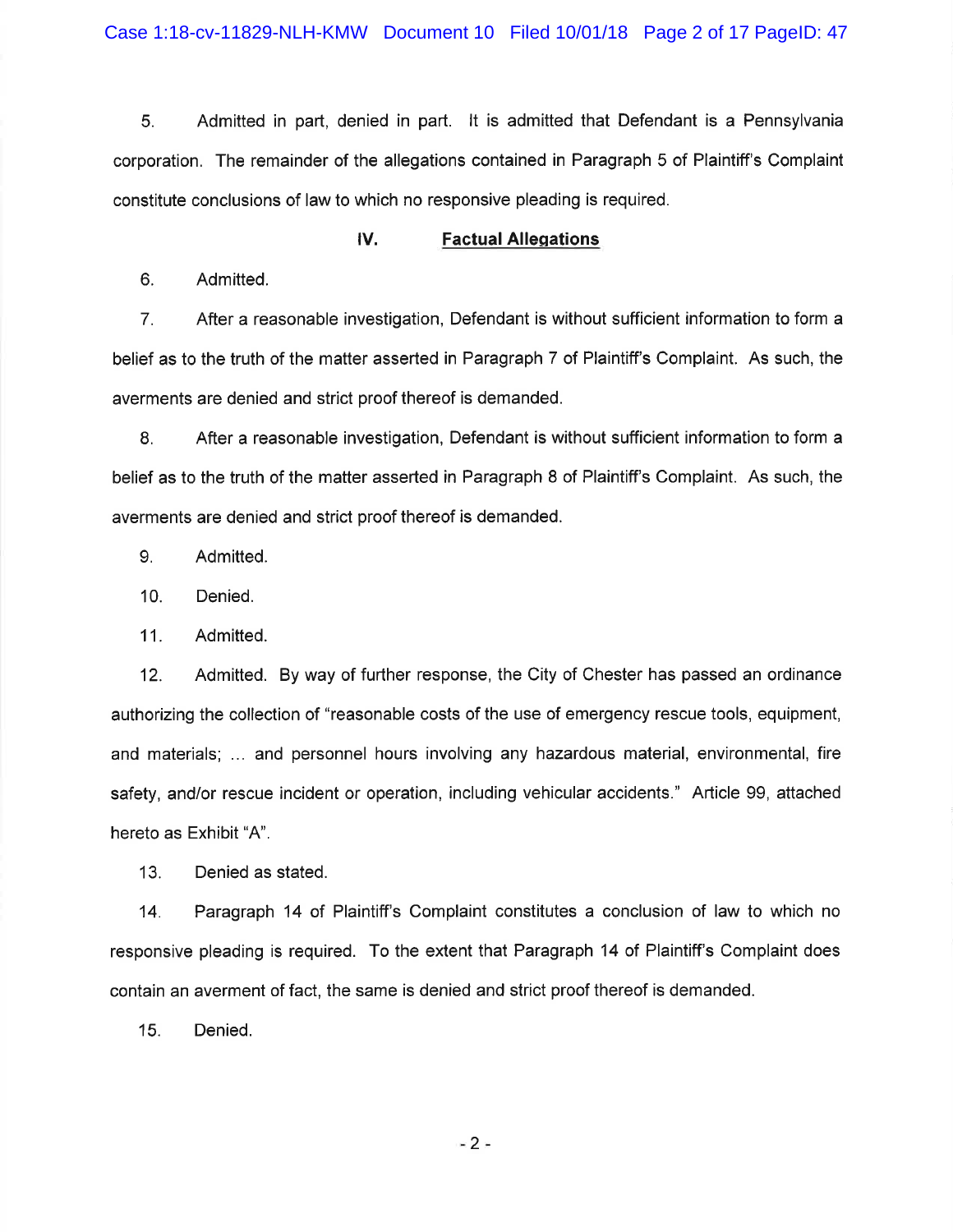5. Admitted in part, denied in part. It is admitted that Defendant is a Pennsylvania corporation. The remainder of the allegations contained in Paragraph 5 of Plaintiff's Complaint constitute conclusions of law to which no responsive pleading is required.

## IV. **Factual Allegations**

6. Admitted.

7. After a reasonable investigation, Defendant is without sufficient information to form a belief as to the truth of the matter asserted in Paragraph 7 of Plaintiff's Complaint. As such, the averments are denied and strict proof thereof is demanded.

8. After a reasonable investigation, Defendant is without sufficient information to form a belief as to the truth of the matter asserted in Paragraph 8 of Plaintiff's Complaint. As such, the averments are denied and strict proof thereof is demanded.

9. Admitted.

10. Denied.

11. Admitted.

12. Admitted. By way of further response, the City of Chester has passed an ordinance authorizing the collection of "reasonable costs of the use of emergency rescue tools, equipment, and materials; ... and personnel hours involving any hazardous material, environmental, fire safety, and/or rescue incident or operation, including vehicular accidents." Article 99, attached hereto as Exhibit "A".

13. Denied as stated.

14. Paragraph 14 of Plaintiff's Complaint constitutes a conclusion of law to which no responsive pleading is required. To the extent that Paragraph 14 of Plaintiff's Complaint does contain an averment of fact, the same is denied and strict proof thereof is demanded.

15. Denied.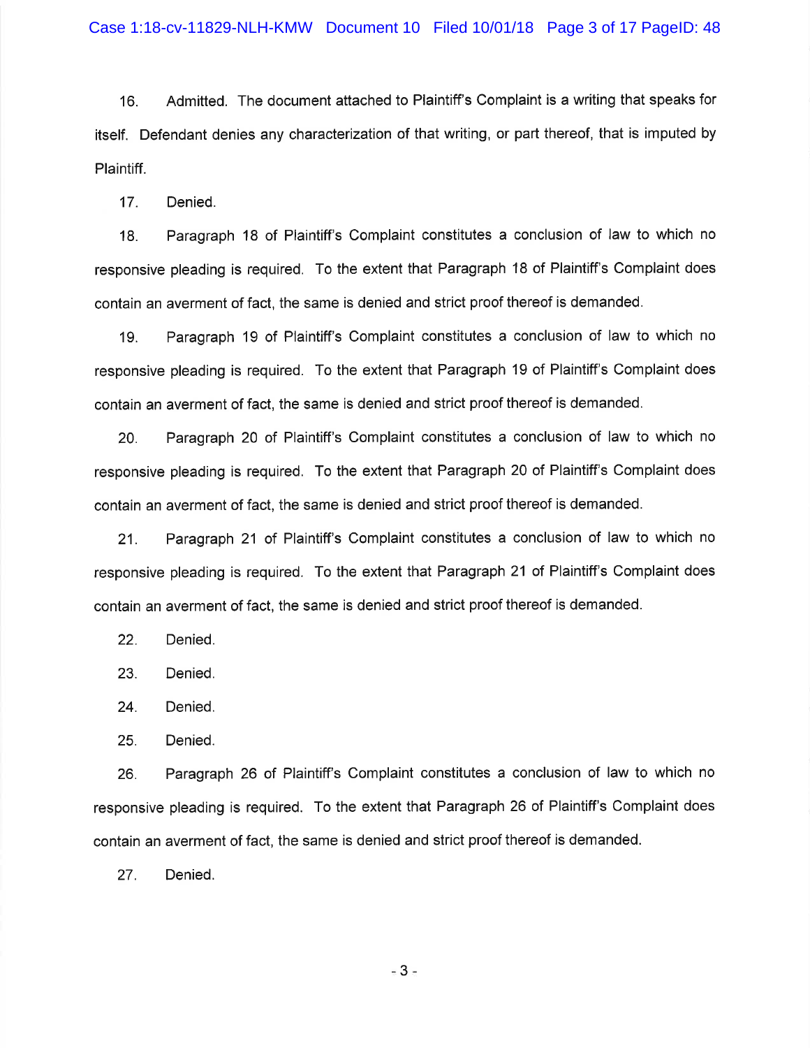16. Admitted. The document attached to Plaintiff's Complaint is a writing that speaks for itself. Defendant denies any characterization of that writing, or part thereof, that is imputed by Plaintiff.

17. Denied.

18. Paragraph 18 of Plaintiff's Complaint constitutes a conclusion of law to which no responsive pleading is required. To the extent that Paragraph 18 of Plaintiff's Complaint does contain an averment of fact, the same is denied and strict proof thereof is demanded.

19. Paragraph 19 of Plaintiff's Complaint constitutes a conclusion of law to which no responsive pleading is required. To the extent that Paragraph 19 of Plaintiff's Complaint does contain an averment of fact, the same is denied and strict proof thereof is demanded.

20. Paragraph 20 of Plaintiff's Complaint constitutes a conclusion of law to which no responsive pleading is required. To the extent that Paragraph 20 of Plaintiff's Complaint does contain an averment of fact, the same is denied and strict proof thereof is demanded.

21. Paragraph 21 of Plaintiff's Complaint constitutes a conclusion of law to which no responsive pleading is required. To the extent that Paragraph 21 of Plaintiff's Complaint does contain an averment of fact, the same is denied and strict proof thereof is demanded.

22. Denied.

23. Denied.

24. Denied.

25. Denied.

26. Paragraph 26 of Plaintiff's Complaint constitutes a conclusion of law to which no responsive pleading is required. To the extent that Paragraph 26 of Plaintiff's Complaint does contain an averment of fact, the same is denied and strict proof thereof is demanded.

27. Denied.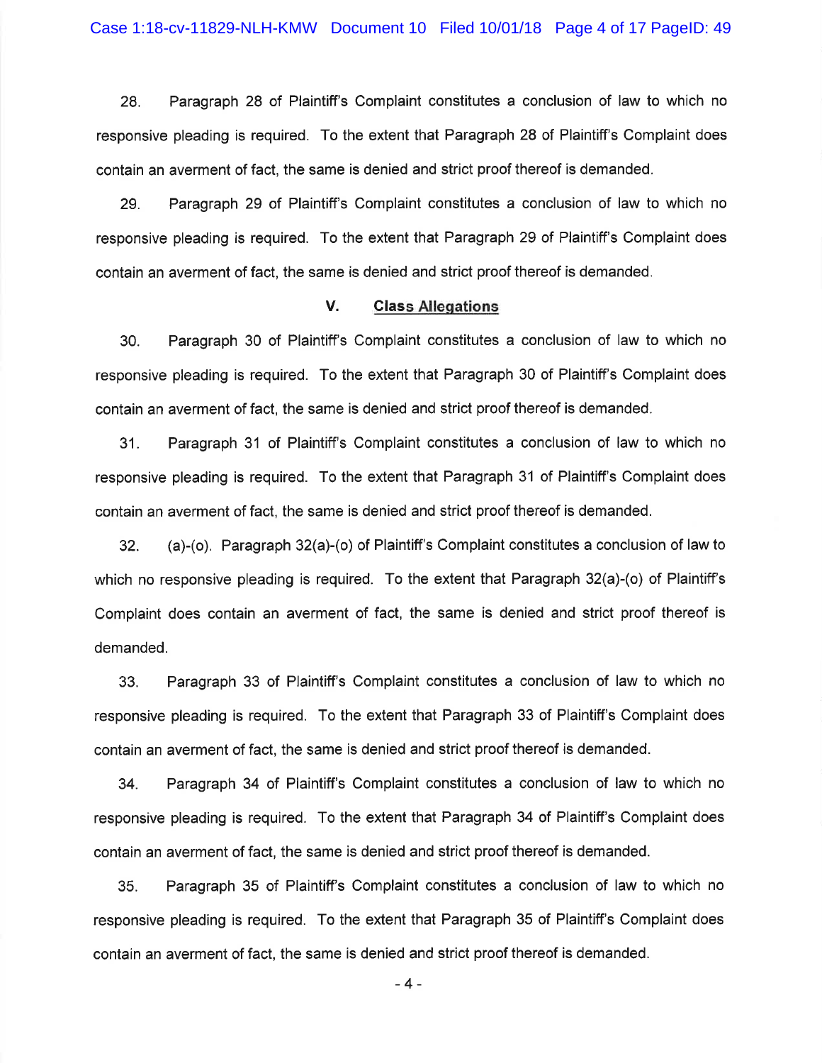28. Paragraph 28 of Plaintiff's Complaint constitutes a conclusion of law to which no responsive pleading is required. To the extent that Paragraph 28 of Plaintiff's Complaint does contain an averment of fact, the same is denied and strict proof thereof is demanded.

29. Paragraph 29 of Plaintiff's Complaint constitutes a conclusion of law to which no responsive pleading is required. To the extent that Paragraph 29 of Plaintiff's Complaint does contain an averment of fact, the same is denied and strict proof thereof is demanded.

## V. Class Allegations

30. Paragraph 30 of Plaintiff's Complaint constitutes a conclusion of law to which no responsive pleading is required. To the extent that Paragraph 30 of Plaintiff's Complaint does contain an averment of fact, the same is denied and strict proof thereof is demanded.

31. Paragraph 31 of Plaintiff's Complaint constitutes a conclusion of law to which no responsive pleading is required. To the extent that Paragraph 31 of Plaintiff's Complaint does contain an averment of fact, the same is denied and strict proof thereof is demanded.

32. (a)-(o). Paragraph 32(a)-(o) of Plaintiff's Complaint constitutes a conclusion of law to which no responsive pleading is required. To the extent that Paragraph 32(a)-(o) of Plaintiff's Complaint does contain an averment of fact, the same is denied and strict proof thereof is demanded.

33. Paragraph 33 of Plaintiff's Complaint constitutes a conclusion of law to which no responsive pleading is required. To the extent that Paragraph 33 of Plaintiff's Complaint does contain an averment of fact, the same is denied and strict proof thereof is demanded.

34. Paragraph 34 of Plaintiff's Complaint constitutes a conclusion of law to which no responsive pleading is required. To the extent that Paragraph 34 of Plaintiff's Complaint does contain an averment of fact, the same is denied and strict proof thereof is demanded.

35. Paragraph 35 of Plaintiff's Complaint constitutes a conclusion of law to which no responsive pleading is required. To the extent that Paragraph 35 of Plaintiff's Complaint does contain an averment of fact, the same is denied and strict proof thereof is demanded.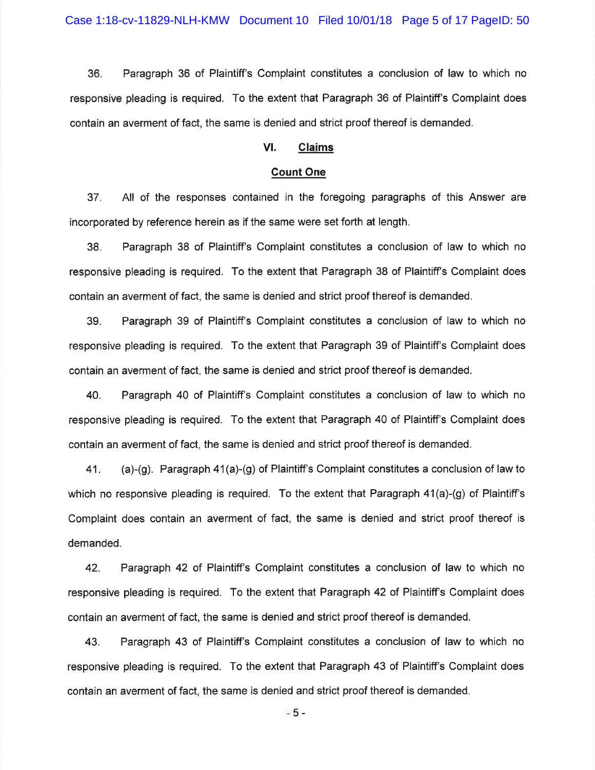36. Paragraph 36 of Plaintiff's Complaint constitutes a conclusion of law to which no responsive pleading is required. To the extent that Paragraph 36 of Plaintiff's Complaint does contain an averment of fact, the same is denied and strict proof thereof is demanded.

## VI. Claims

### Count One

37. All of the responses contained in the foregoing paragraphs of this Answer are incorporated by reference herein as if the same were set forth at length.

38. Paragraph 38 of Plaintiff's Complaint constitutes a conclusion of law to which no responsive pleading is required. To the extent that Paragraph 38 of Plaintiff's Complaint does contain an averment of fact, the same is denied and strict proof thereof is demanded.

39. Paragraph 39 of Plaintiff's Complaint constitutes a conclusion of law to which no responsive pleading is required. To the extent that Paragraph 39 of Plaintiff's Complaint does contain an averment of fact, the same is denied and strict proof thereof is demanded.

40. Paragraph 40 of Plaintiff's Complaint constitutes a conclusion of law to which no responsive pleading is required. To the extent that Paragraph 40 of Plaintiff's Complaint does contain an averment of fact, the same is denied and strict proof thereof is demanded.

41. (a)-(g). Paragraph 41(a)-(g) of Plaintiff's Complaint constitutes a conclusion of law to which no responsive pleading is required. To the extent that Paragraph 41(a)-(g) of Plaintiff's Complaint does contain an averment of fact, the same is denied and strict proof thereof is demanded.

42. Paragraph 42 of Plaintiff's Complaint constitutes a conclusion of law to which no responsive pleading is required. To the extent that Paragraph 42 of Plaintiff's Complaint does contain an averment of fact, the same is denied and strict proof thereof is demanded.

43. Paragraph 43 of Plaintiff's Complaint constitutes a conclusion of law to which no responsive pleading is required. To the extent that Paragraph 43 of Plaintiff's Complaint does contain an averment of fact, the same is denied and strict proof thereof is demanded.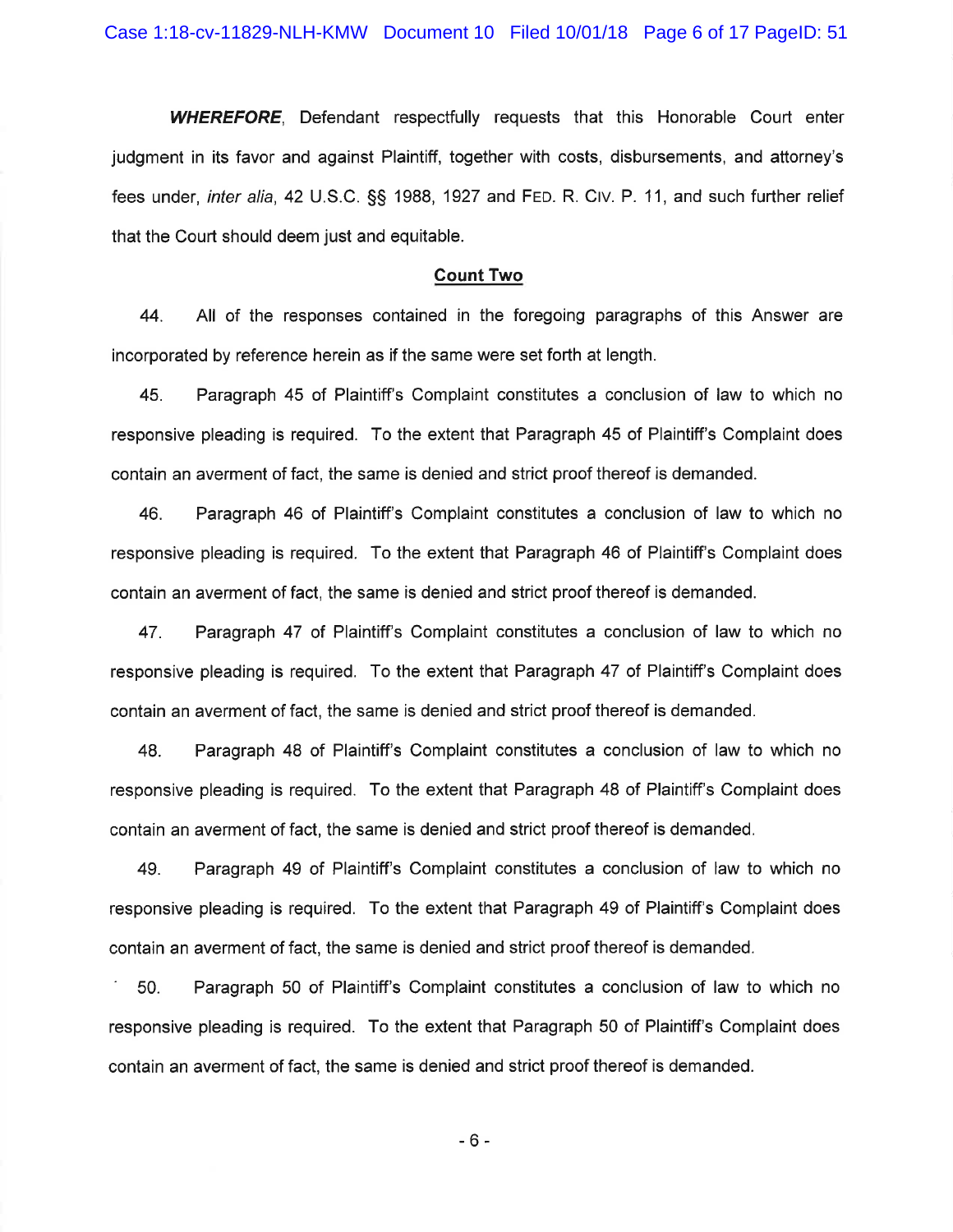***WHEREFORE***, Defendant respectfully requests that this Honorable Court enter judgment in its favor and against Plaintiff, together with costs, disbursements, and attorney's fees under, *inter alia*, 42 U.S.C. §§ 1988, 1927 and FED. R. CIV. P. 11, and such further relief that the Court should deem just and equitable.

## Count Two

44. All of the responses contained in the foregoing paragraphs of this Answer are incorporated by reference herein as if the same were set forth at length.

45. Paragraph 45 of Plaintiff's Complaint constitutes a conclusion of law to which no responsive pleading is required. To the extent that Paragraph 45 of Plaintiff's Complaint does contain an averment of fact, the same is denied and strict proof thereof is demanded.

46. Paragraph 46 of Plaintiff's Complaint constitutes a conclusion of law to which no responsive pleading is required. To the extent that Paragraph 46 of Plaintiff's Complaint does contain an averment of fact, the same is denied and strict proof thereof is demanded.

47. Paragraph 47 of Plaintiff's Complaint constitutes a conclusion of law to which no responsive pleading is required. To the extent that Paragraph 47 of Plaintiff's Complaint does contain an averment of fact, the same is denied and strict proof thereof is demanded.

48. Paragraph 48 of Plaintiff's Complaint constitutes a conclusion of law to which no responsive pleading is required. To the extent that Paragraph 48 of Plaintiff's Complaint does contain an averment of fact, the same is denied and strict proof thereof is demanded.

49. Paragraph 49 of Plaintiff's Complaint constitutes a conclusion of law to which no responsive pleading is required. To the extent that Paragraph 49 of Plaintiff's Complaint does contain an averment of fact, the same is denied and strict proof thereof is demanded.

50. Paragraph 50 of Plaintiff's Complaint constitutes a conclusion of law to which no responsive pleading is required. To the extent that Paragraph 50 of Plaintiff's Complaint does contain an averment of fact, the same is denied and strict proof thereof is demanded.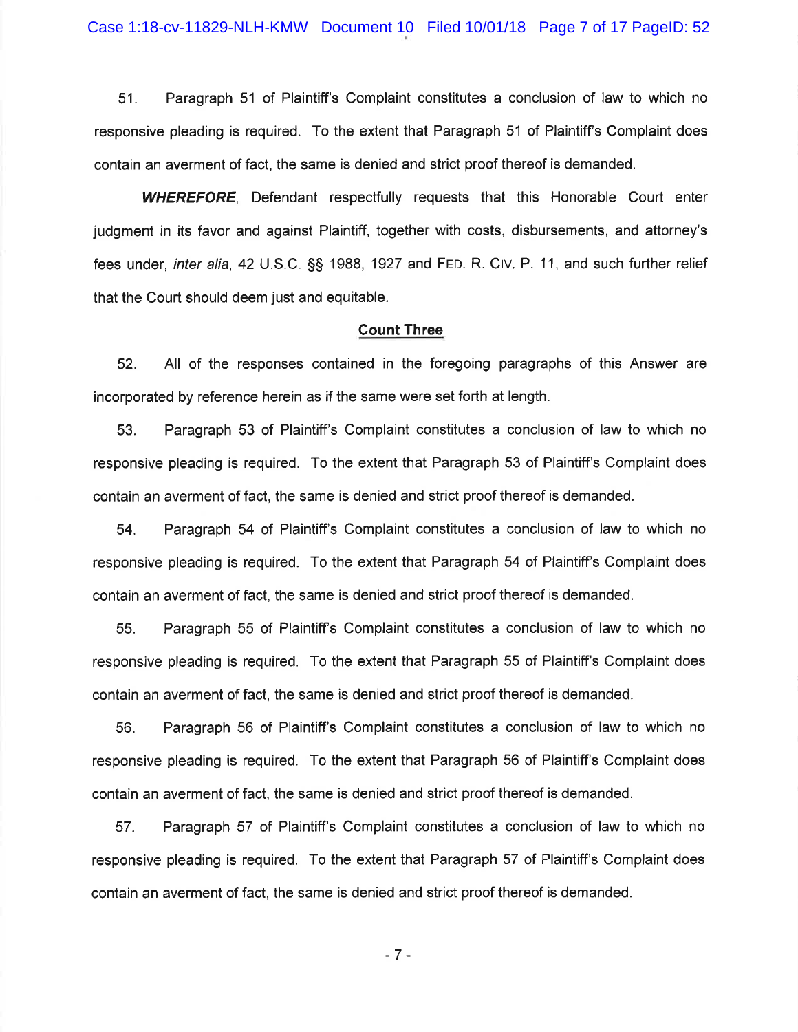51. Paragraph 51 of Plaintiff's Complaint constitutes a conclusion of law to which no responsive pleading is required. To the extent that Paragraph 51 of Plaintiff's Complaint does contain an averment of fact, the same is denied and strict proof thereof is demanded.

***WHEREFORE***, Defendant respectfully requests that this Honorable Court enter judgment in its favor and against Plaintiff, together with costs, disbursements, and attorney's fees under, *inter alia*, 42 U.S.C. §§ 1988, 1927 and FED. R. CIV. P. 11, and such further relief that the Court should deem just and equitable.

## Count Three

52. All of the responses contained in the foregoing paragraphs of this Answer are incorporated by reference herein as if the same were set forth at length.

53. Paragraph 53 of Plaintiff's Complaint constitutes a conclusion of law to which no responsive pleading is required. To the extent that Paragraph 53 of Plaintiff's Complaint does contain an averment of fact, the same is denied and strict proof thereof is demanded.

54. Paragraph 54 of Plaintiff's Complaint constitutes a conclusion of law to which no responsive pleading is required. To the extent that Paragraph 54 of Plaintiff's Complaint does contain an averment of fact, the same is denied and strict proof thereof is demanded.

55. Paragraph 55 of Plaintiff's Complaint constitutes a conclusion of law to which no responsive pleading is required. To the extent that Paragraph 55 of Plaintiff's Complaint does contain an averment of fact, the same is denied and strict proof thereof is demanded.

56. Paragraph 56 of Plaintiff's Complaint constitutes a conclusion of law to which no responsive pleading is required. To the extent that Paragraph 56 of Plaintiff's Complaint does contain an averment of fact, the same is denied and strict proof thereof is demanded.

57. Paragraph 57 of Plaintiff's Complaint constitutes a conclusion of law to which no responsive pleading is required. To the extent that Paragraph 57 of Plaintiff's Complaint does contain an averment of fact, the same is denied and strict proof thereof is demanded.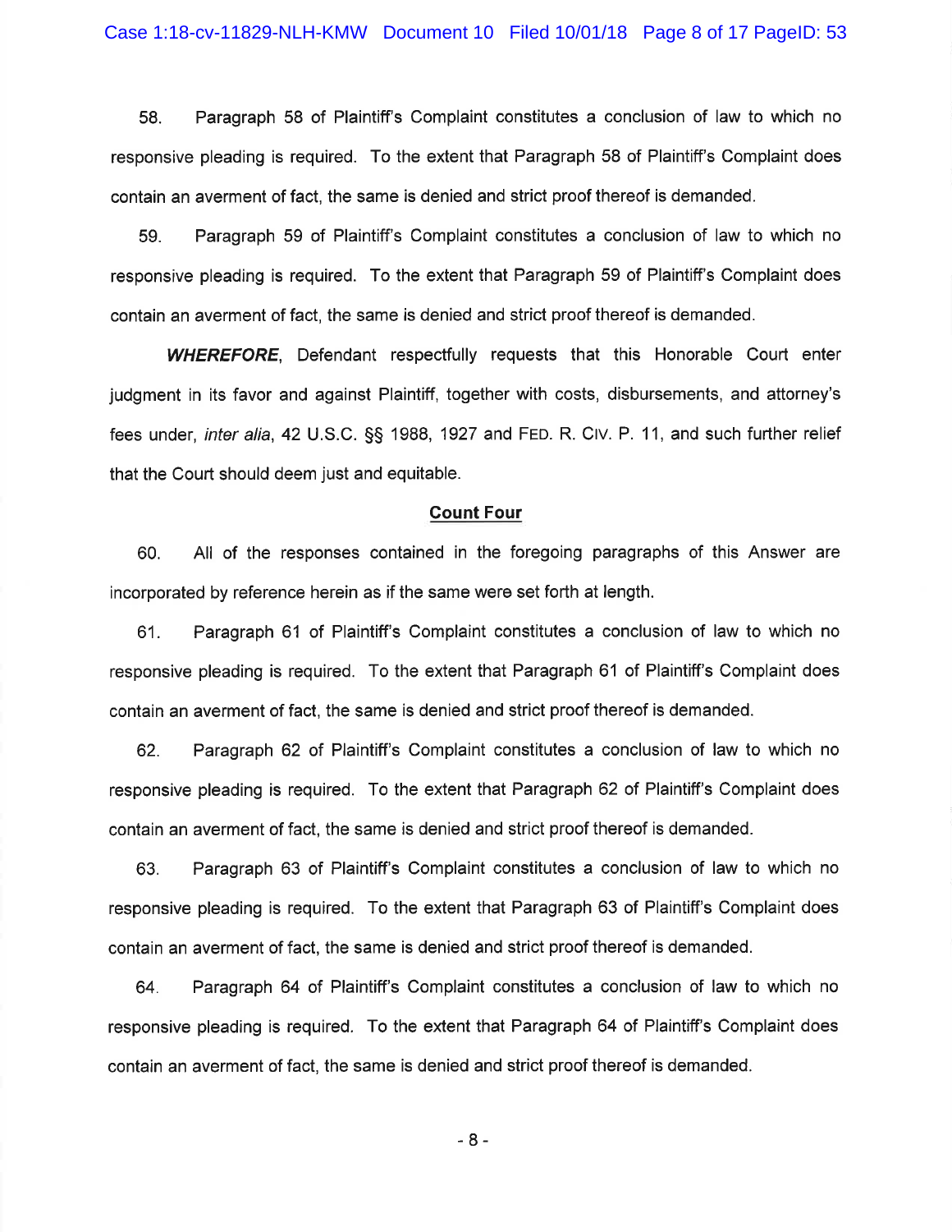58. Paragraph 58 of Plaintiff's Complaint constitutes a conclusion of law to which no responsive pleading is required. To the extent that Paragraph 58 of Plaintiff's Complaint does contain an averment of fact, the same is denied and strict proof thereof is demanded.

59. Paragraph 59 of Plaintiff's Complaint constitutes a conclusion of law to which no responsive pleading is required. To the extent that Paragraph 59 of Plaintiff's Complaint does contain an averment of fact, the same is denied and strict proof thereof is demanded.

***WHEREFORE***, Defendant respectfully requests that this Honorable Court enter judgment in its favor and against Plaintiff, together with costs, disbursements, and attorney's fees under, *inter alia*, 42 U.S.C. §§ 1988, 1927 and FED. R. CIV. P. 11, and such further relief that the Court should deem just and equitable.

## Count Four

60. All of the responses contained in the foregoing paragraphs of this Answer are incorporated by reference herein as if the same were set forth at length.

61. Paragraph 61 of Plaintiff's Complaint constitutes a conclusion of law to which no responsive pleading is required. To the extent that Paragraph 61 of Plaintiff's Complaint does contain an averment of fact, the same is denied and strict proof thereof is demanded.

62. Paragraph 62 of Plaintiff's Complaint constitutes a conclusion of law to which no responsive pleading is required. To the extent that Paragraph 62 of Plaintiff's Complaint does contain an averment of fact, the same is denied and strict proof thereof is demanded.

63. Paragraph 63 of Plaintiff's Complaint constitutes a conclusion of law to which no responsive pleading is required. To the extent that Paragraph 63 of Plaintiff's Complaint does contain an averment of fact, the same is denied and strict proof thereof is demanded.

64. Paragraph 64 of Plaintiff's Complaint constitutes a conclusion of law to which no responsive pleading is required. To the extent that Paragraph 64 of Plaintiff's Complaint does contain an averment of fact, the same is denied and strict proof thereof is demanded.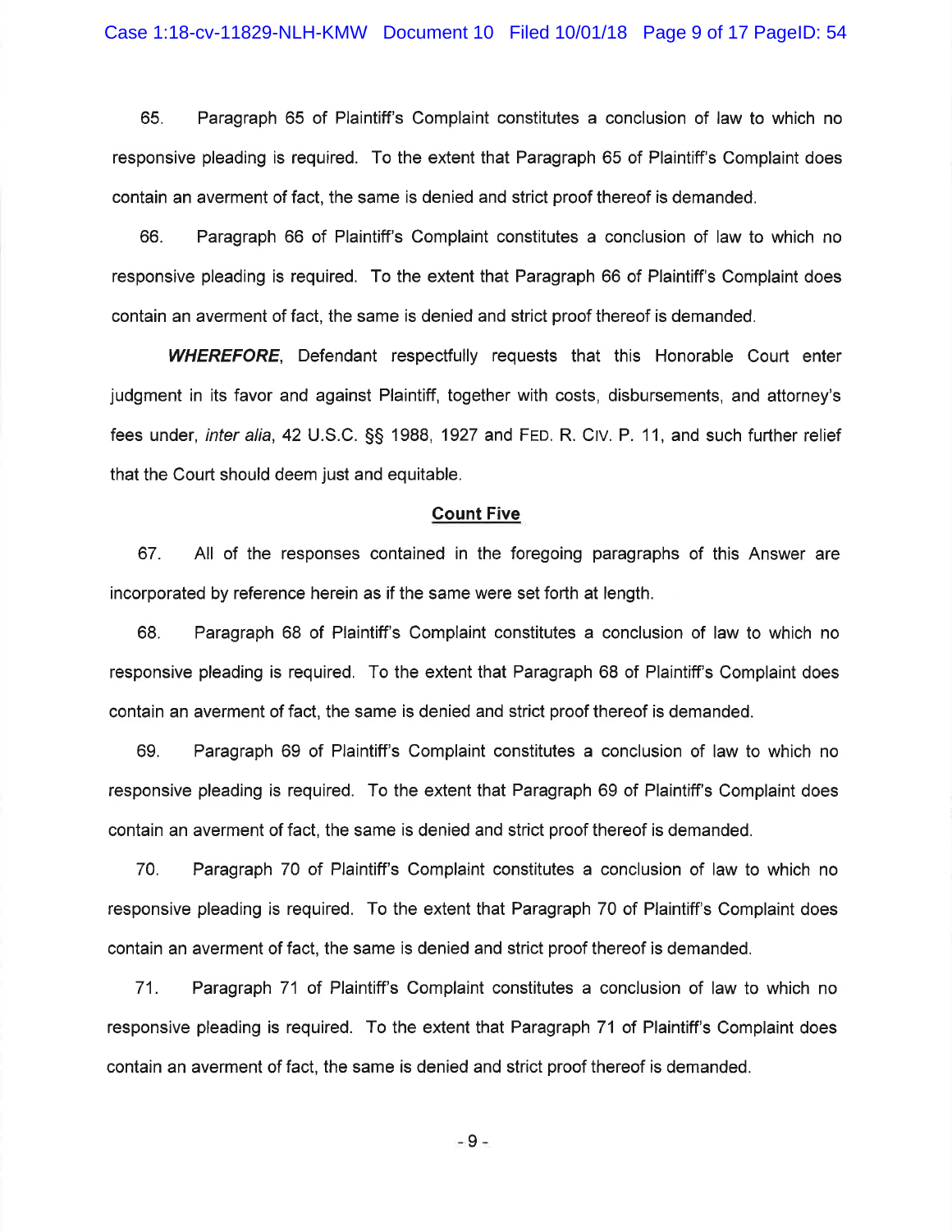65. Paragraph 65 of Plaintiff's Complaint constitutes a conclusion of law to which no responsive pleading is required. To the extent that Paragraph 65 of Plaintiff's Complaint does contain an averment of fact, the same is denied and strict proof thereof is demanded.

66. Paragraph 66 of Plaintiff's Complaint constitutes a conclusion of law to which no responsive pleading is required. To the extent that Paragraph 66 of Plaintiff's Complaint does contain an averment of fact, the same is denied and strict proof thereof is demanded.

***WHEREFORE***, Defendant respectfully requests that this Honorable Court enter judgment in its favor and against Plaintiff, together with costs, disbursements, and attorney's fees under, *inter alia*, 42 U.S.C. §§ 1988, 1927 and FED. R. CIV. P. 11, and such further relief that the Court should deem just and equitable.

**Count Five**

67. All of the responses contained in the foregoing paragraphs of this Answer are incorporated by reference herein as if the same were set forth at length.

68. Paragraph 68 of Plaintiff's Complaint constitutes a conclusion of law to which no responsive pleading is required. To the extent that Paragraph 68 of Plaintiff's Complaint does contain an averment of fact, the same is denied and strict proof thereof is demanded.

69. Paragraph 69 of Plaintiff's Complaint constitutes a conclusion of law to which no responsive pleading is required. To the extent that Paragraph 69 of Plaintiff's Complaint does contain an averment of fact, the same is denied and strict proof thereof is demanded.

70. Paragraph 70 of Plaintiff's Complaint constitutes a conclusion of law to which no responsive pleading is required. To the extent that Paragraph 70 of Plaintiff's Complaint does contain an averment of fact, the same is denied and strict proof thereof is demanded.

71. Paragraph 71 of Plaintiff's Complaint constitutes a conclusion of law to which no responsive pleading is required. To the extent that Paragraph 71 of Plaintiff's Complaint does contain an averment of fact, the same is denied and strict proof thereof is demanded.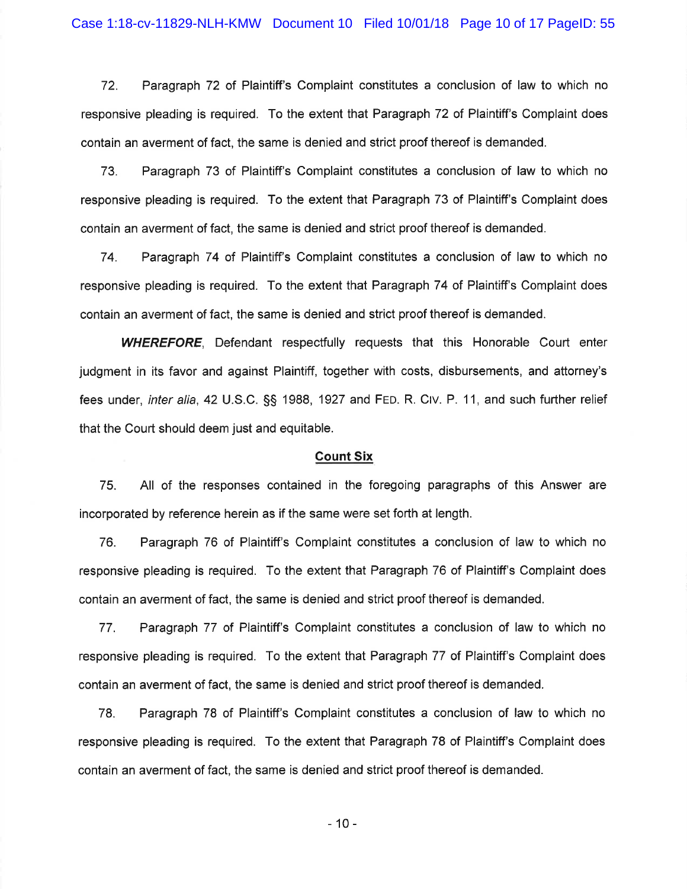72. Paragraph 72 of Plaintiff's Complaint constitutes a conclusion of law to which no responsive pleading is required. To the extent that Paragraph 72 of Plaintiff's Complaint does contain an averment of fact, the same is denied and strict proof thereof is demanded.

73. Paragraph 73 of Plaintiff's Complaint constitutes a conclusion of law to which no responsive pleading is required. To the extent that Paragraph 73 of Plaintiff's Complaint does contain an averment of fact, the same is denied and strict proof thereof is demanded.

74. Paragraph 74 of Plaintiff's Complaint constitutes a conclusion of law to which no responsive pleading is required. To the extent that Paragraph 74 of Plaintiff's Complaint does contain an averment of fact, the same is denied and strict proof thereof is demanded.

***WHEREFORE***, Defendant respectfully requests that this Honorable Court enter judgment in its favor and against Plaintiff, together with costs, disbursements, and attorney's fees under, *inter alia*, 42 U.S.C. §§ 1988, 1927 and FED. R. CIV. P. 11, and such further relief that the Court should deem just and equitable.

**Count Six**

75. All of the responses contained in the foregoing paragraphs of this Answer are incorporated by reference herein as if the same were set forth at length.

76. Paragraph 76 of Plaintiff's Complaint constitutes a conclusion of law to which no responsive pleading is required. To the extent that Paragraph 76 of Plaintiff's Complaint does contain an averment of fact, the same is denied and strict proof thereof is demanded.

77. Paragraph 77 of Plaintiff's Complaint constitutes a conclusion of law to which no responsive pleading is required. To the extent that Paragraph 77 of Plaintiff's Complaint does contain an averment of fact, the same is denied and strict proof thereof is demanded.

78. Paragraph 78 of Plaintiff's Complaint constitutes a conclusion of law to which no responsive pleading is required. To the extent that Paragraph 78 of Plaintiff's Complaint does contain an averment of fact, the same is denied and strict proof thereof is demanded.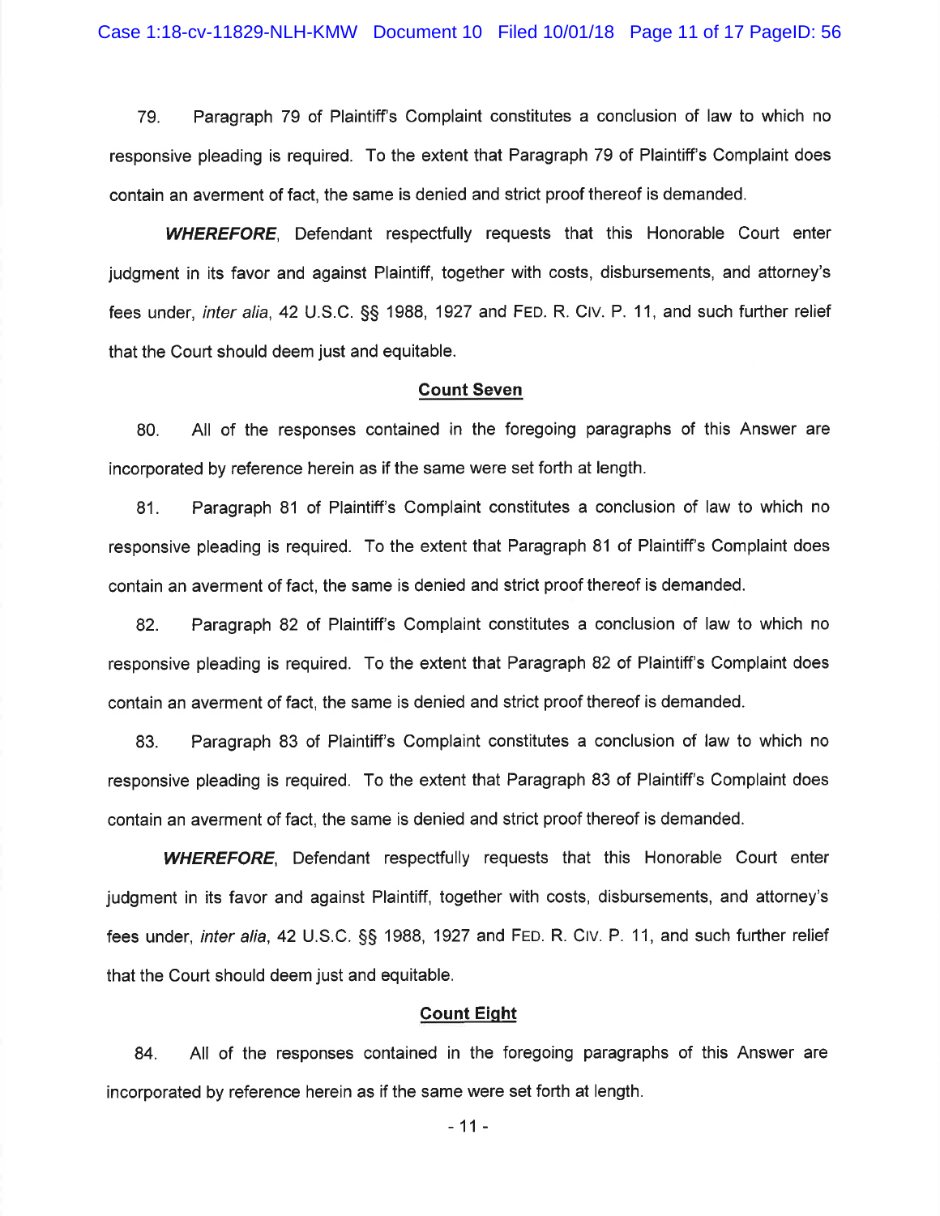79. Paragraph 79 of Plaintiff's Complaint constitutes a conclusion of law to which no responsive pleading is required. To the extent that Paragraph 79 of Plaintiff's Complaint does contain an averment of fact, the same is denied and strict proof thereof is demanded.

***WHEREFORE***, Defendant respectfully requests that this Honorable Court enter judgment in its favor and against Plaintiff, together with costs, disbursements, and attorney's fees under, *inter alia*, 42 U.S.C. §§ 1988, 1927 and FED. R. CIV. P. 11, and such further relief that the Court should deem just and equitable.

**Count Seven**

80. All of the responses contained in the foregoing paragraphs of this Answer are incorporated by reference herein as if the same were set forth at length.

81. Paragraph 81 of Plaintiff's Complaint constitutes a conclusion of law to which no responsive pleading is required. To the extent that Paragraph 81 of Plaintiff's Complaint does contain an averment of fact, the same is denied and strict proof thereof is demanded.

82. Paragraph 82 of Plaintiff's Complaint constitutes a conclusion of law to which no responsive pleading is required. To the extent that Paragraph 82 of Plaintiff's Complaint does contain an averment of fact, the same is denied and strict proof thereof is demanded.

83. Paragraph 83 of Plaintiff's Complaint constitutes a conclusion of law to which no responsive pleading is required. To the extent that Paragraph 83 of Plaintiff's Complaint does contain an averment of fact, the same is denied and strict proof thereof is demanded.

***WHEREFORE***, Defendant respectfully requests that this Honorable Court enter judgment in its favor and against Plaintiff, together with costs, disbursements, and attorney's fees under, *inter alia*, 42 U.S.C. §§ 1988, 1927 and FED. R. CIV. P. 11, and such further relief that the Court should deem just and equitable.

**Count Eight**

84. All of the responses contained in the foregoing paragraphs of this Answer are incorporated by reference herein as if the same were set forth at length.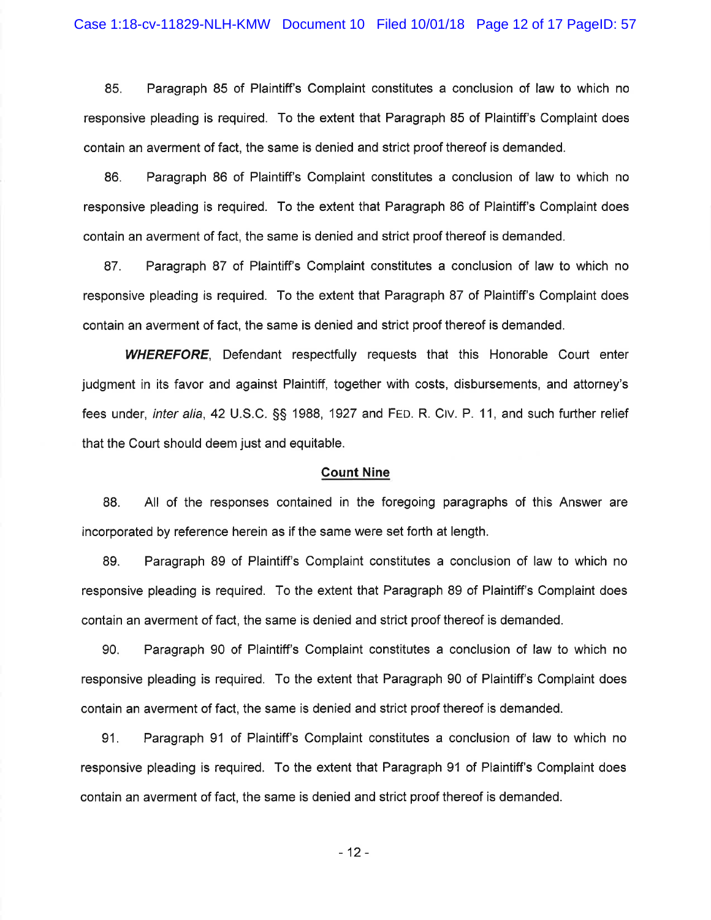85. Paragraph 85 of Plaintiff's Complaint constitutes a conclusion of law to which no responsive pleading is required. To the extent that Paragraph 85 of Plaintiff's Complaint does contain an averment of fact, the same is denied and strict proof thereof is demanded.

86. Paragraph 86 of Plaintiff's Complaint constitutes a conclusion of law to which no responsive pleading is required. To the extent that Paragraph 86 of Plaintiff's Complaint does contain an averment of fact, the same is denied and strict proof thereof is demanded.

87. Paragraph 87 of Plaintiff's Complaint constitutes a conclusion of law to which no responsive pleading is required. To the extent that Paragraph 87 of Plaintiff's Complaint does contain an averment of fact, the same is denied and strict proof thereof is demanded.

***WHEREFORE***, Defendant respectfully requests that this Honorable Court enter judgment in its favor and against Plaintiff, together with costs, disbursements, and attorney's fees under, *inter alia*, 42 U.S.C. §§ 1988, 1927 and FED. R. CIV. P. 11, and such further relief that the Court should deem just and equitable.

**Count Nine**

88. All of the responses contained in the foregoing paragraphs of this Answer are incorporated by reference herein as if the same were set forth at length.

89. Paragraph 89 of Plaintiff's Complaint constitutes a conclusion of law to which no responsive pleading is required. To the extent that Paragraph 89 of Plaintiff's Complaint does contain an averment of fact, the same is denied and strict proof thereof is demanded.

90. Paragraph 90 of Plaintiff's Complaint constitutes a conclusion of law to which no responsive pleading is required. To the extent that Paragraph 90 of Plaintiff's Complaint does contain an averment of fact, the same is denied and strict proof thereof is demanded.

91. Paragraph 91 of Plaintiff's Complaint constitutes a conclusion of law to which no responsive pleading is required. To the extent that Paragraph 91 of Plaintiff's Complaint does contain an averment of fact, the same is denied and strict proof thereof is demanded.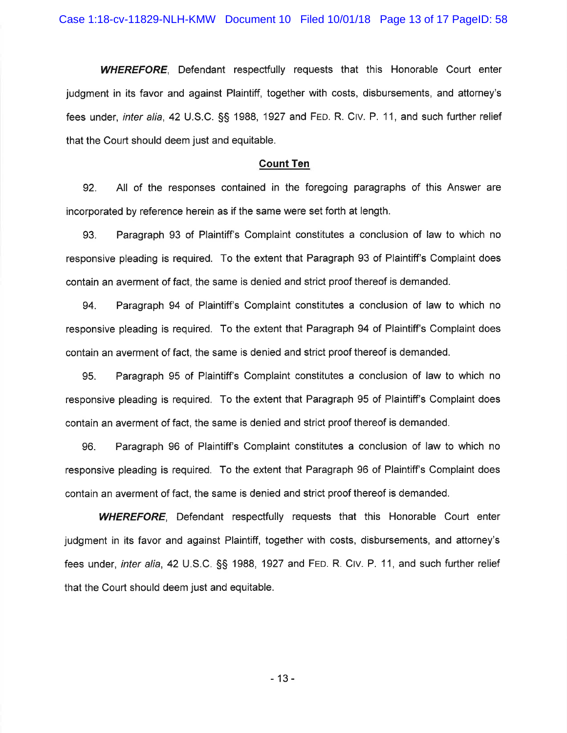***WHEREFORE***, Defendant respectfully requests that this Honorable Court enter judgment in its favor and against Plaintiff, together with costs, disbursements, and attorney's fees under, *inter alia*, 42 U.S.C. §§ 1988, 1927 and Fed. R. Civ. P. 11, and such further relief that the Court should deem just and equitable.

**Count Ten**

92. All of the responses contained in the foregoing paragraphs of this Answer are incorporated by reference herein as if the same were set forth at length.

93. Paragraph 93 of Plaintiff's Complaint constitutes a conclusion of law to which no responsive pleading is required. To the extent that Paragraph 93 of Plaintiff's Complaint does contain an averment of fact, the same is denied and strict proof thereof is demanded.

94. Paragraph 94 of Plaintiff's Complaint constitutes a conclusion of law to which no responsive pleading is required. To the extent that Paragraph 94 of Plaintiff's Complaint does contain an averment of fact, the same is denied and strict proof thereof is demanded.

95. Paragraph 95 of Plaintiff's Complaint constitutes a conclusion of law to which no responsive pleading is required. To the extent that Paragraph 95 of Plaintiff's Complaint does contain an averment of fact, the same is denied and strict proof thereof is demanded.

96. Paragraph 96 of Plaintiff's Complaint constitutes a conclusion of law to which no responsive pleading is required. To the extent that Paragraph 96 of Plaintiff's Complaint does contain an averment of fact, the same is denied and strict proof thereof is demanded.

***WHEREFORE***, Defendant respectfully requests that this Honorable Court enter judgment in its favor and against Plaintiff, together with costs, disbursements, and attorney's fees under, *inter alia*, 42 U.S.C. §§ 1988, 1927 and Fed. R. Civ. P. 11, and such further relief that the Court should deem just and equitable.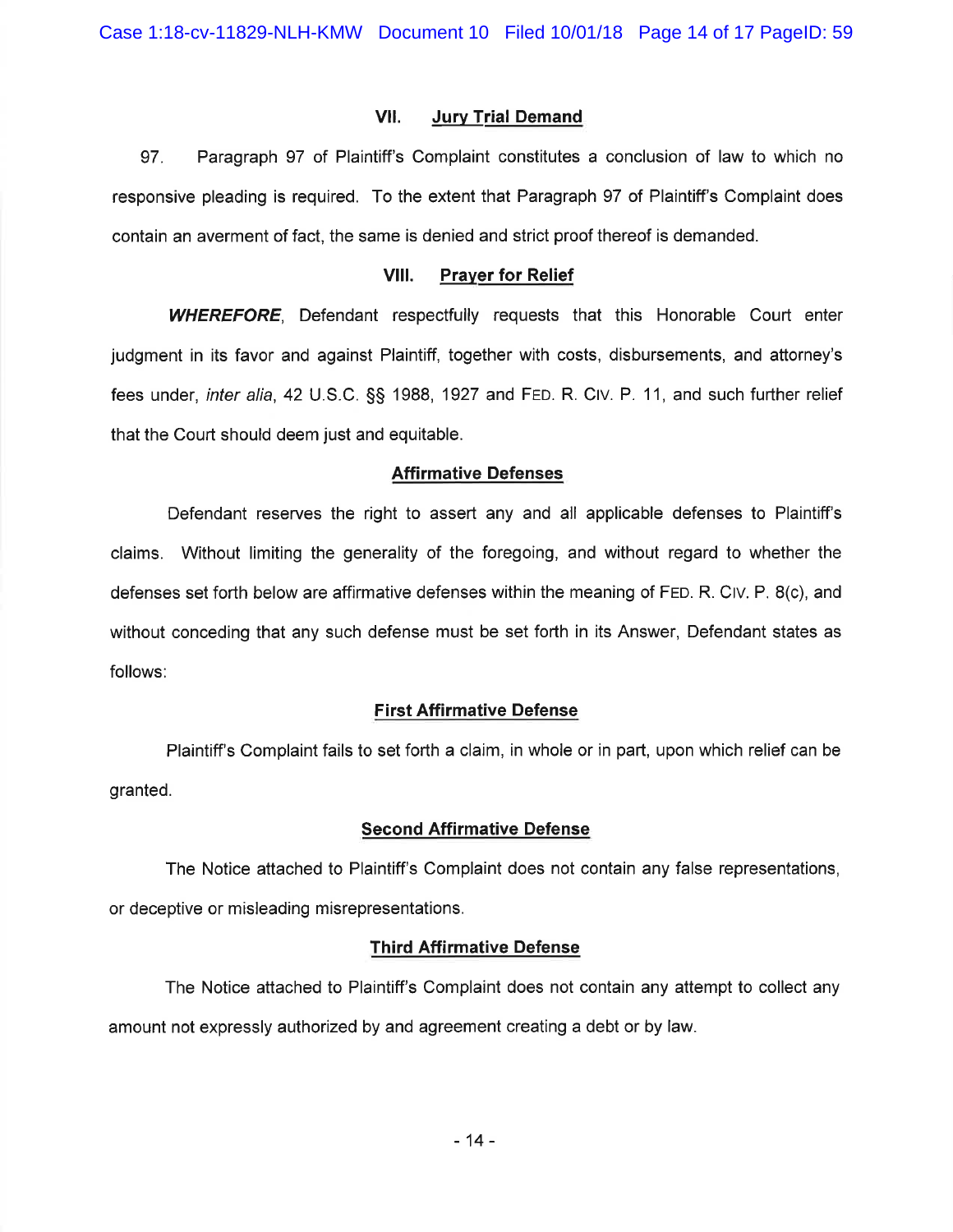## VII. Jury Trial Demand

97. Paragraph 97 of Plaintiff's Complaint constitutes a conclusion of law to which no responsive pleading is required. To the extent that Paragraph 97 of Plaintiff's Complaint does contain an averment of fact, the same is denied and strict proof thereof is demanded.

## VIII. Prayer for Relief

***WHEREFORE***, Defendant respectfully requests that this Honorable Court enter judgment in its favor and against Plaintiff, together with costs, disbursements, and attorney's fees under, *inter alia*, 42 U.S.C. §§ 1988, 1927 and FED. R. CIV. P. 11, and such further relief that the Court should deem just and equitable.

### Affirmative Defenses

Defendant reserves the right to assert any and all applicable defenses to Plaintiff's claims. Without limiting the generality of the foregoing, and without regard to whether the defenses set forth below are affirmative defenses within the meaning of FED. R. CIV. P. 8(c), and without conceding that any such defense must be set forth in its Answer, Defendant states as follows:

### First Affirmative Defense

Plaintiff's Complaint fails to set forth a claim, in whole or in part, upon which relief can be granted.

### Second Affirmative Defense

The Notice attached to Plaintiff's Complaint does not contain any false representations, or deceptive or misleading misrepresentations.

### Third Affirmative Defense

The Notice attached to Plaintiff's Complaint does not contain any attempt to collect any amount not expressly authorized by and agreement creating a debt or by law.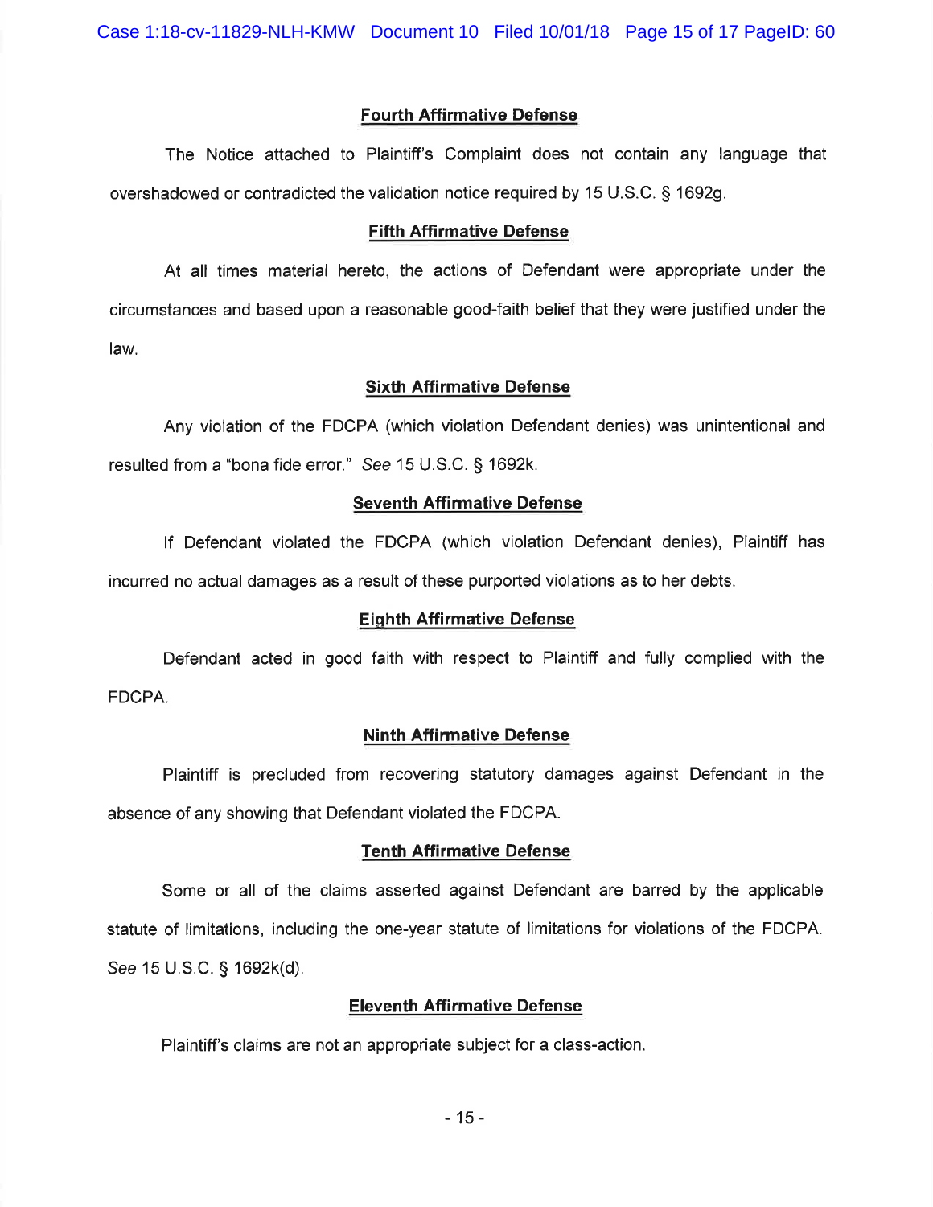**Fourth Affirmative Defense**

The Notice attached to Plaintiff's Complaint does not contain any language that overshadowed or contradicted the validation notice required by 15 U.S.C. § 1692g.

**Fifth Affirmative Defense**

At all times material hereto, the actions of Defendant were appropriate under the circumstances and based upon a reasonable good-faith belief that they were justified under the law.

**Sixth Affirmative Defense**

Any violation of the FDCPA (which violation Defendant denies) was unintentional and resulted from a "bona fide error." *See* 15 U.S.C. § 1692k.

**Seventh Affirmative Defense**

If Defendant violated the FDCPA (which violation Defendant denies), Plaintiff has incurred no actual damages as a result of these purported violations as to her debts.

**Eighth Affirmative Defense**

Defendant acted in good faith with respect to Plaintiff and fully complied with the FDCPA.

**Ninth Affirmative Defense**

Plaintiff is precluded from recovering statutory damages against Defendant in the absence of any showing that Defendant violated the FDCPA.

**Tenth Affirmative Defense**

Some or all of the claims asserted against Defendant are barred by the applicable statute of limitations, including the one-year statute of limitations for violations of the FDCPA. *See* 15 U.S.C. § 1692k(d).

**Eleventh Affirmative Defense**

Plaintiff's claims are not an appropriate subject for a class-action.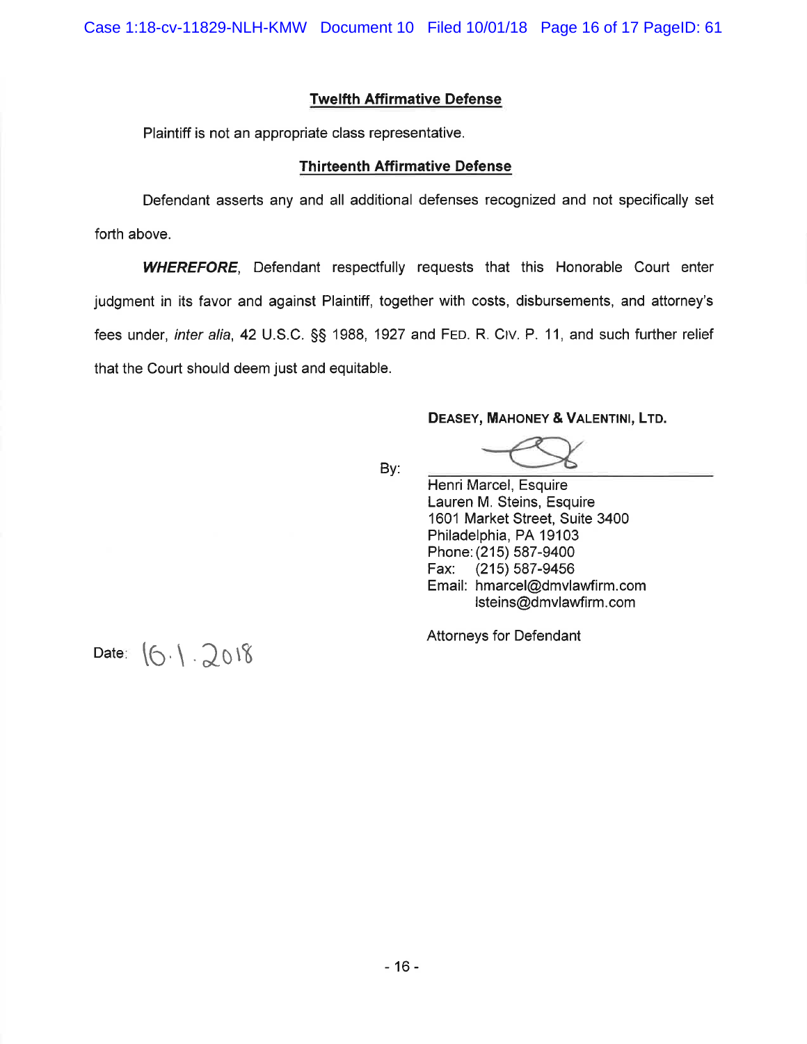**Twelfth Affirmative Defense**

Plaintiff is not an appropriate class representative.

**Thirteenth Affirmative Defense**

Defendant asserts any and all additional defenses recognized and not specifically set forth above.

***WHEREFORE***, Defendant respectfully requests that this Honorable Court enter judgment in its favor and against Plaintiff, together with costs, disbursements, and attorney's fees under, *inter alia*, 42 U.S.C. §§ 1988, 1927 and FED. R. CIV. P. 11, and such further relief that the Court should deem just and equitable.

**DEASEY, MAHONEY & VALENTINI, LTD.**

By: ______________________

Henri Marcel, Esquire
Lauren M. Steins, Esquire
1601 Market Street, Suite 3400
Philadelphia, PA 19103
Phone: (215) 587-9400
Fax: (215) 587-9456
Email: hmarcel@dmvlawfirm.com
lsteins@dmvlawfirm.com

Attorneys for Defendant

Date: 10.1.2018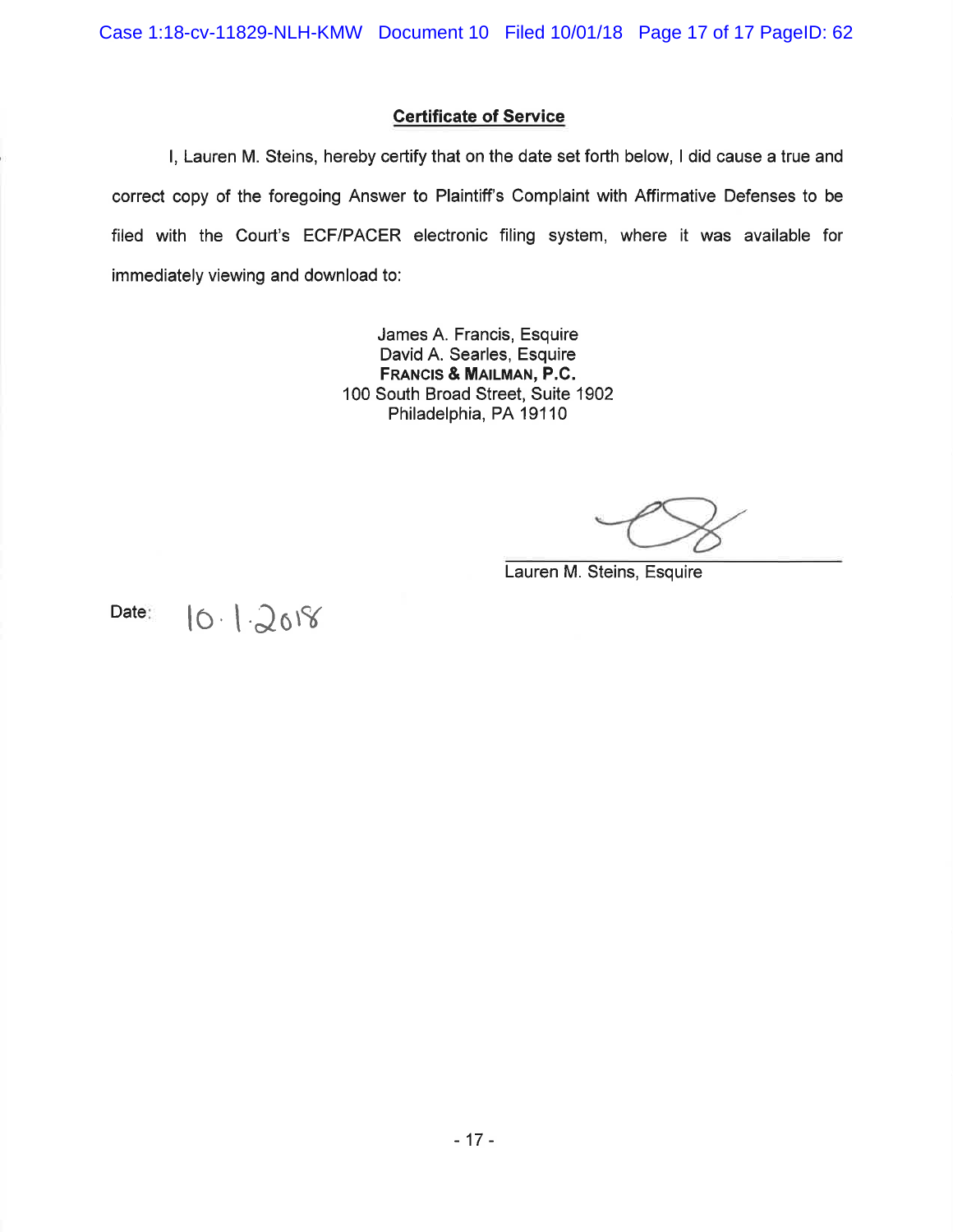**Certificate of Service**

I, Lauren M. Steins, hereby certify that on the date set forth below, I did cause a true and correct copy of the foregoing Answer to Plaintiff's Complaint with Affirmative Defenses to be filed with the Court's ECF/PACER electronic filing system, where it was available for immediately viewing and download to:

James A. Francis, Esquire
David A. Searles, Esquire
**FRANCIS & MAILMAN, P.C.**
100 South Broad Street, Suite 1902
Philadelphia, PA 19110

\_\_\_\_\_\_\_\_\_\_\_\_\_\_\_\_\_\_\_\_\_\_\_\_\_\_\_\_\_\_
Lauren M. Steins, Esquire

Date: 10.1.2018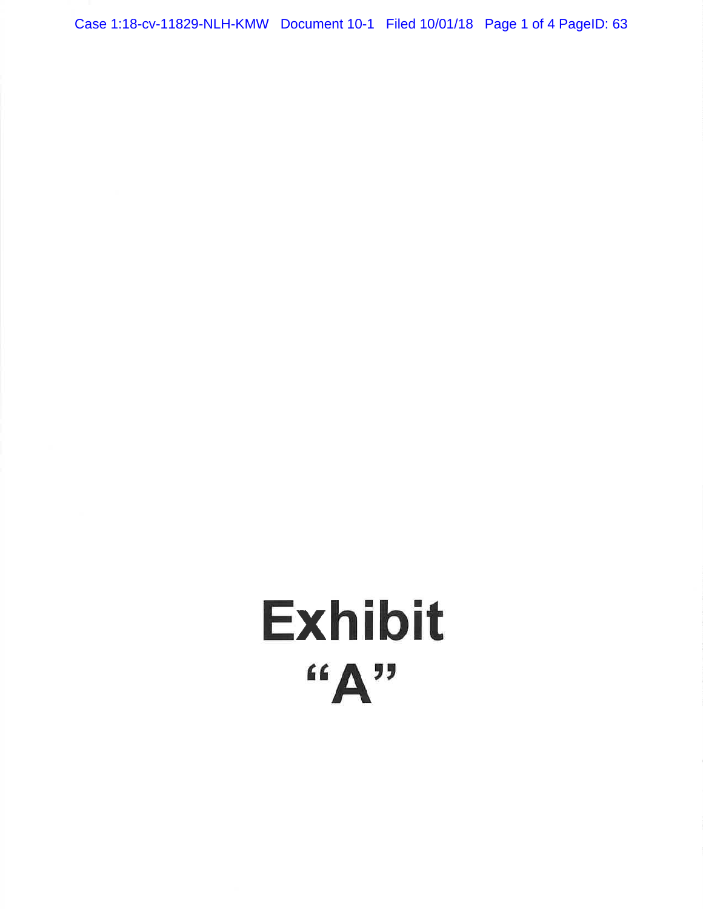# Exhibit
# "A"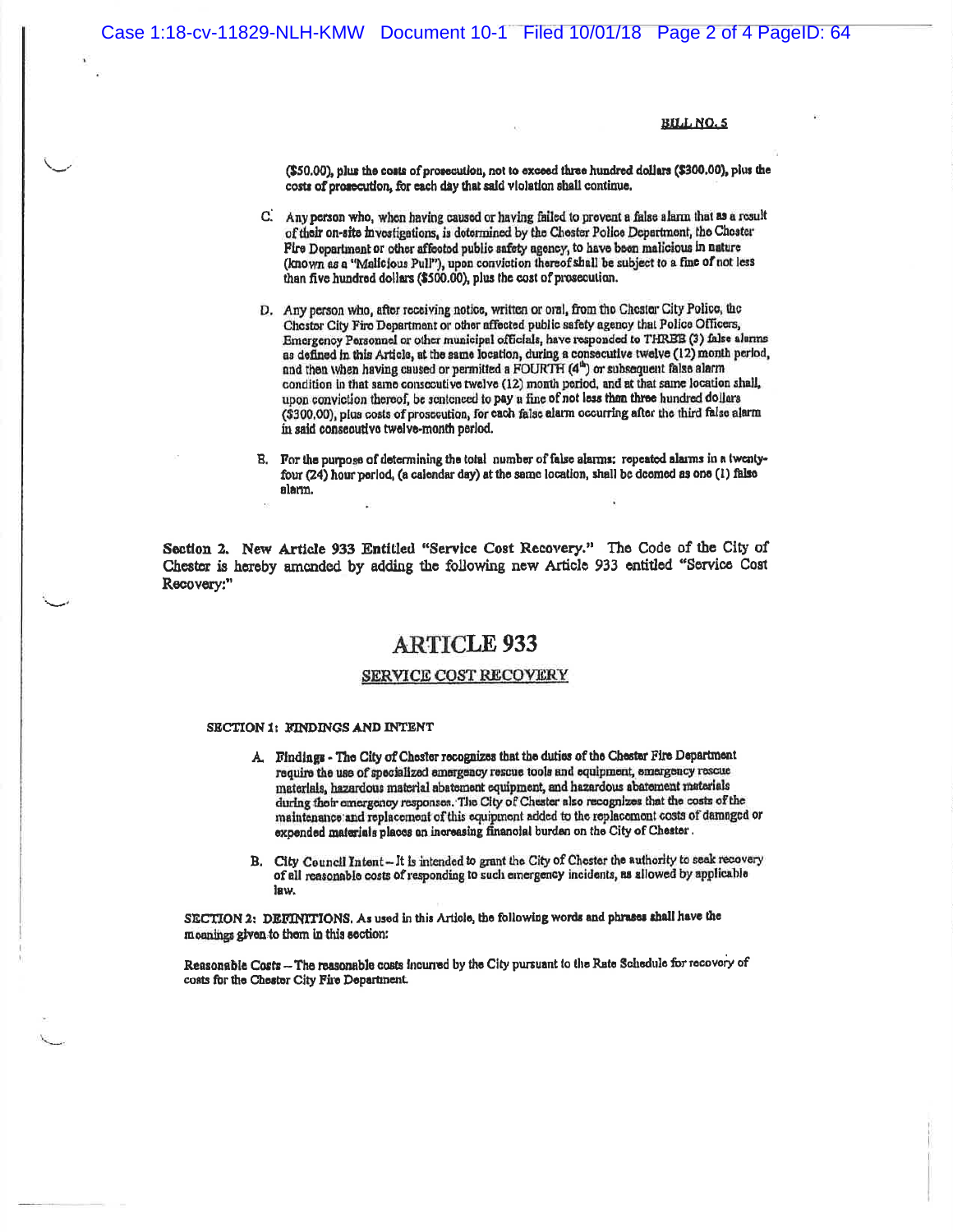**BILL NO. 5**

($50.00), plus the costs of prosecution, not to exceed three hundred dollars ($300.00), plus the costs of prosecution, for each day that said violation shall continue.

C. Any person who, when having caused or having failed to prevent a false alarm that as a result of their on-site investigations, is determined by the Chester Police Department, the Chester Fire Department or other affected public safety agency, to have been malicious in nature (known as a "Malicious Pull"), upon conviction thereof shall be subject to a fine of not less than five hundred dollars ($500.00), plus the cost of prosecution.

D. Any person who, after receiving notice, written or oral, from the Chester City Police, the Chester City Fire Department or other affected public safety agency that Police Officers, Emergency Personnel or other municipal officials, have responded to THREE (3) false alarms as defined in this Article, at the same location, during a consecutive twelve (12) month period, and then when having caused or permitted a FOURTH (4th) or subsequent false alarm condition in that same consecutive twelve (12) month period, and at that same location shall, upon conviction thereof, be sentenced to pay a fine of not less than three hundred dollars ($300.00), plus costs of prosecution, for each false alarm occurring after the third false alarm in said consecutive twelve-month period.

E. For the purpose of determining the total number of false alarms: repeated alarms in a twenty-four (24) hour period, (a calendar day) at the same location, shall be deemed as one (1) false alarm.

**Section 2. New Article 933 Entitled "Service Cost Recovery."** The Code of the City of Chester is hereby amended by adding the following new Article 933 entitled "Service Cost Recovery:"

# ARTICLE 933

## SERVICE COST RECOVERY

**SECTION 1: FINDINGS AND INTENT**

A. **Findings** - The City of Chester recognizes that the duties of the Chester Fire Department require the use of specialized emergency rescue tools and equipment, emergency rescue materials, hazardous material abatement equipment, and hazardous abatement materials during their emergency responses. The City of Chester also recognizes that the costs of the maintenance and replacement of this equipment added to the replacement costs of damaged or expended materials places an increasing financial burden on the City of Chester.

B. **City Council Intent** – It is intended to grant the City of Chester the authority to seek recovery of all reasonable costs of responding to such emergency incidents, as allowed by applicable law.

**SECTION 2: DEFINITIONS.** As used in this Article, the following words and phrases shall have the meanings given to them in this section:

**Reasonable Costs** – The reasonable costs incurred by the City pursuant to the Rate Schedule for recovery of costs for the Chester City Fire Department.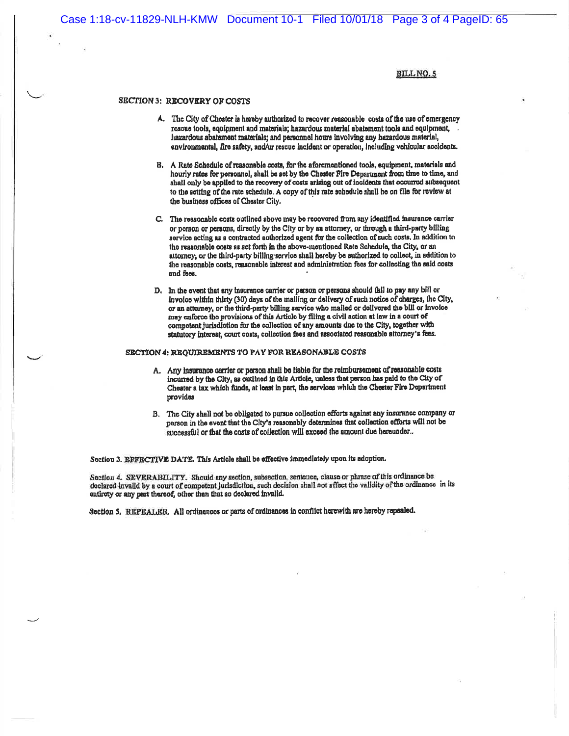**BILL NO. 5**

## SECTION 3: RECOVERY OF COSTS

A. The City of Chester is hereby authorized to recover reasonable costs of the use of emergency rescue tools, equipment and materials; hazardous material abatement tools and equipment, hazardous abatement materials; and personnel hours involving any hazardous material, environmental, fire safety, and/or rescue incident or operation, including vehicular accidents.

B. A Rate Schedule of reasonable costs, for the aforementioned tools, equipment, materials and hourly rates for personnel, shall be set by the Chester Fire Department from time to time, and shall only be applied to the recovery of costs arising out of incidents that occurred subsequent to the setting of the rate schedule. A copy of this rate schedule shall be on file for review at the business offices of Chester City.

C. The reasonable costs outlined above may be recovered from any identified insurance carrier or person or persons, directly by the City or by an attorney, or through a third-party billing service acting as a contracted authorized agent for the collection of such costs. In addition to the reasonable costs as set forth in the above-mentioned Rate Schedule, the City, or an attorney, or the third-party billing service shall hereby be authorized to collect, in addition to the reasonable costs, reasonable interest and administration fees for collecting the said costs and fees.

D. In the event that any insurance carrier or person or persons should fail to pay any bill or invoice within thirty (30) days of the mailing or delivery of such notice of charges, the City, or an attorney, or the third-party billing service who mailed or delivered the bill or invoice may enforce the provisions of this Article by filing a civil action at law in a court of competent jurisdiction for the collection of any amounts due to the City, together with statutory interest, court costs, collection fees and associated reasonable attorney's fees.

## SECTION 4: REQUIREMENTS TO PAY FOR REASONABLE COSTS

A. Any insurance carrier or person shall be liable for the reimbursement of reasonable costs incurred by the City, as outlined in this Article, unless that person has paid to the City of Chester a tax which funds, at least in part, the services which the Chester Fire Department provides

B. The City shall not be obligated to pursue collection efforts against any insurance company or person in the event that the City's reasonably determines that collection efforts will not be successful or that the costs of collection will exceed the amount due hereunder..

Section 3. **EFFECTIVE DATE.** This Article shall be effective immediately upon its adoption.

Section 4. **SEVERABILITY.** Should any section, subsection, sentence, clause or phrase of this ordinance be declared invalid by a court of competent jurisdiction, such decision shall not affect the validity of the ordinance in its entirety or any part thereof, other than that so declared invalid.

Section 5. **REPEALER.** All ordinances or parts of ordinances in conflict herewith are hereby repealed.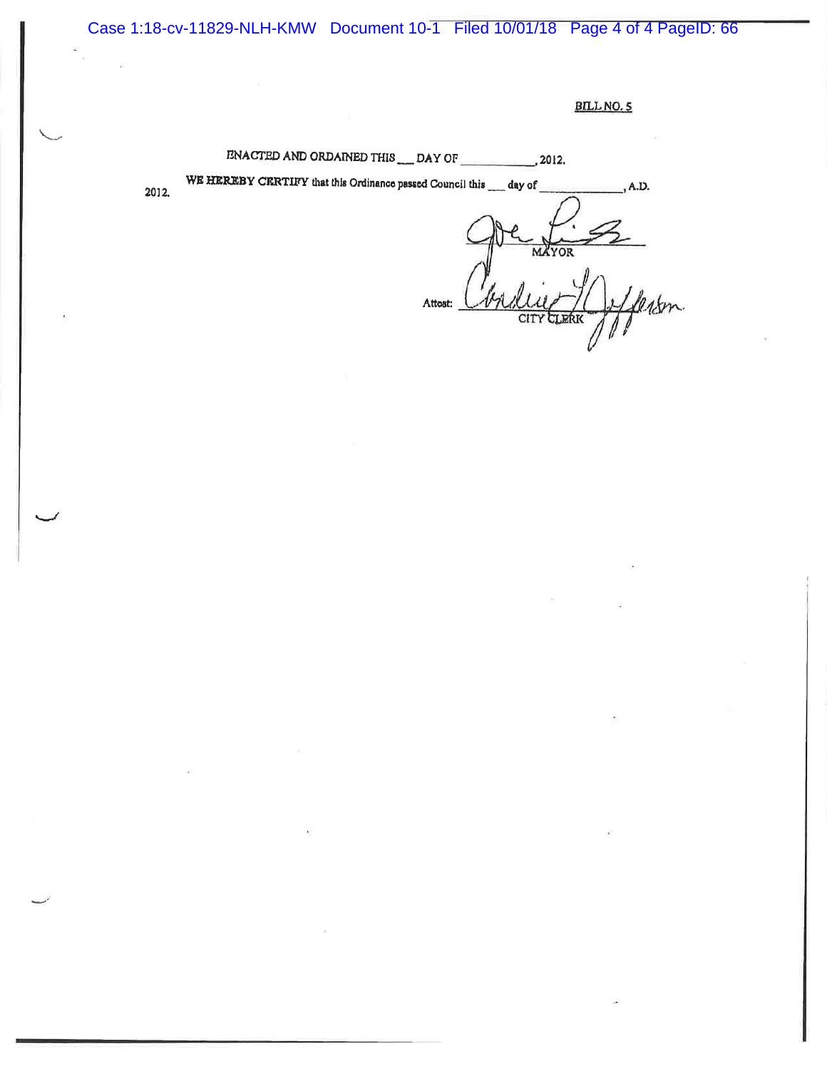**BILL NO. 5**

ENACTED AND ORDAINED THIS \_\_ DAY OF \_\_\_\_\_\_\_\_\_\_\_\_, 2012.

WE HEREBY CERTIFY that this Ordinance passed Council this \_\_\_ day of \_\_\_\_\_\_\_\_\_\_\_\_\_\_, A.D. 2012.

\_\_\_\_\_\_\_\_\_\_\_\_\_\_\_\_\_\_\_\_\_\_\_\_
MAYOR

Attest: \_\_\_\_\_\_\_\_\_\_\_\_\_\_\_\_\_\_\_\_\_\_\_\_
CITY CLERK